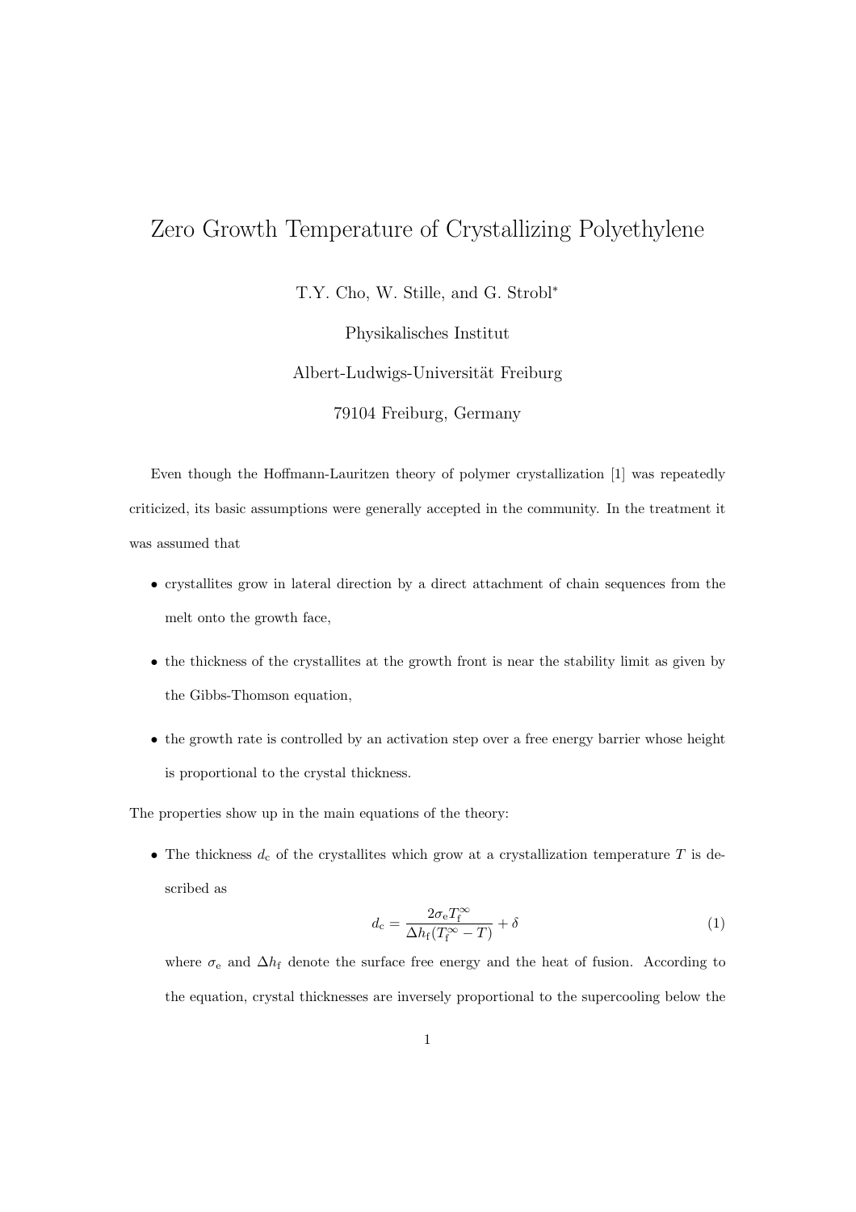# Zero Growth Temperature of Crystallizing Polyethylene

T.Y. Cho, W. Stille, and G. Strobl*

Physikalisches Institut

Albert-Ludwigs-Universität Freiburg

79104 Freiburg, Germany

Even though the Hoffmann-Lauritzen theory of polymer crystallization [1] was repeatedly criticized, its basic assumptions were generally accepted in the community. In the treatment it was assumed that

- crystallites grow in lateral direction by a direct attachment of chain sequences from the melt onto the growth face,
- the thickness of the crystallites at the growth front is near the stability limit as given by the Gibbs-Thomson equation,
- the growth rate is controlled by an activation step over a free energy barrier whose height is proportional to the crystal thickness.

The properties show up in the main equations of the theory:

- The thickness $d_{\mathrm{c}}$ of the crystallites which grow at a crystallization temperature $T$ is described as

$$d_{\mathrm{c}} = \frac{2\sigma_{\mathrm{e}} T_{\mathrm{f}}^{\infty}}{\Delta h_{\mathrm{f}}(T_{\mathrm{f}}^{\infty} - T)} + \delta \tag{1}$$

where $\sigma_{\mathrm{e}}$ and $\Delta h_{\mathrm{f}}$ denote the surface free energy and the heat of fusion. According to the equation, crystal thicknesses are inversely proportional to the supercooling below the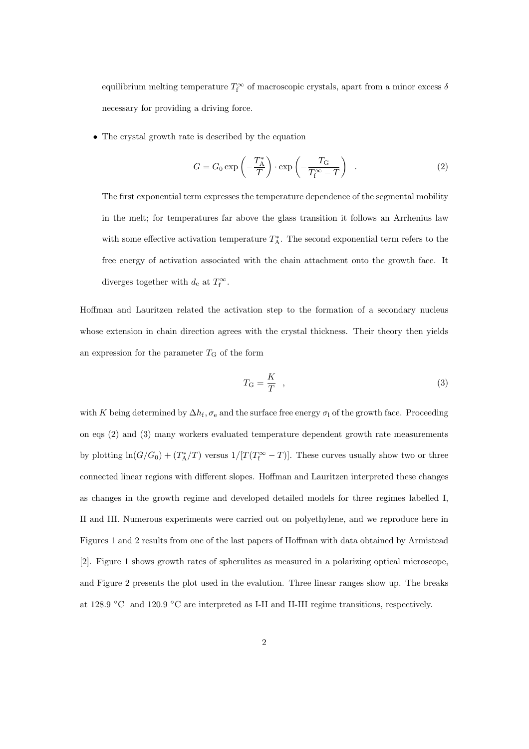equilibrium melting temperature $T_{\mathrm{f}}^{\infty}$ of macroscopic crystals, apart from a minor excess $\delta$ necessary for providing a driving force.

- The crystal growth rate is described by the equation

$$G = G_0 \exp\left(-\frac{T_{\mathrm{A}}^{*}}{T}\right) \cdot \exp\left(-\frac{T_{\mathrm{G}}}{T_{\mathrm{f}}^{\infty} - T}\right) \quad . \tag{2}$$

  The first exponential term expresses the temperature dependence of the segmental mobility in the melt; for temperatures far above the glass transition it follows an Arrhenius law with some effective activation temperature $T_{\mathrm{A}}^{*}$. The second exponential term refers to the free energy of activation associated with the chain attachment onto the growth face. It diverges together with $d_{\mathrm{c}}$ at $T_{\mathrm{f}}^{\infty}$.

Hoffman and Lauritzen related the activation step to the formation of a secondary nucleus whose extension in chain direction agrees with the crystal thickness. Their theory then yields an expression for the parameter $T_{\mathrm{G}}$ of the form

$$T_{\mathrm{G}} = \frac{K}{T} \quad , \tag{3}$$

with $K$ being determined by $\Delta h_{\mathrm{f}}, \sigma_{\mathrm{e}}$ and the surface free energy $\sigma_{\mathrm{l}}$ of the growth face. Proceeding on eqs (2) and (3) many workers evaluated temperature dependent growth rate measurements by plotting $\ln(G/G_0) + (T_{\mathrm{A}}^{*}/T)$ versus $1/[T(T_{\mathrm{f}}^{\infty} - T)]$. These curves usually show two or three connected linear regions with different slopes. Hoffman and Lauritzen interpreted these changes as changes in the growth regime and developed detailed models for three regimes labelled I, II and III. Numerous experiments were carried out on polyethylene, and we reproduce here in Figures 1 and 2 results from one of the last papers of Hoffman with data obtained by Armistead [2]. Figure 1 shows growth rates of spherulites as measured in a polarizing optical microscope, and Figure 2 presents the plot used in the evalution. Three linear ranges show up. The breaks at 128.9 °C and 120.9 °C are interpreted as I-II and II-III regime transitions, respectively.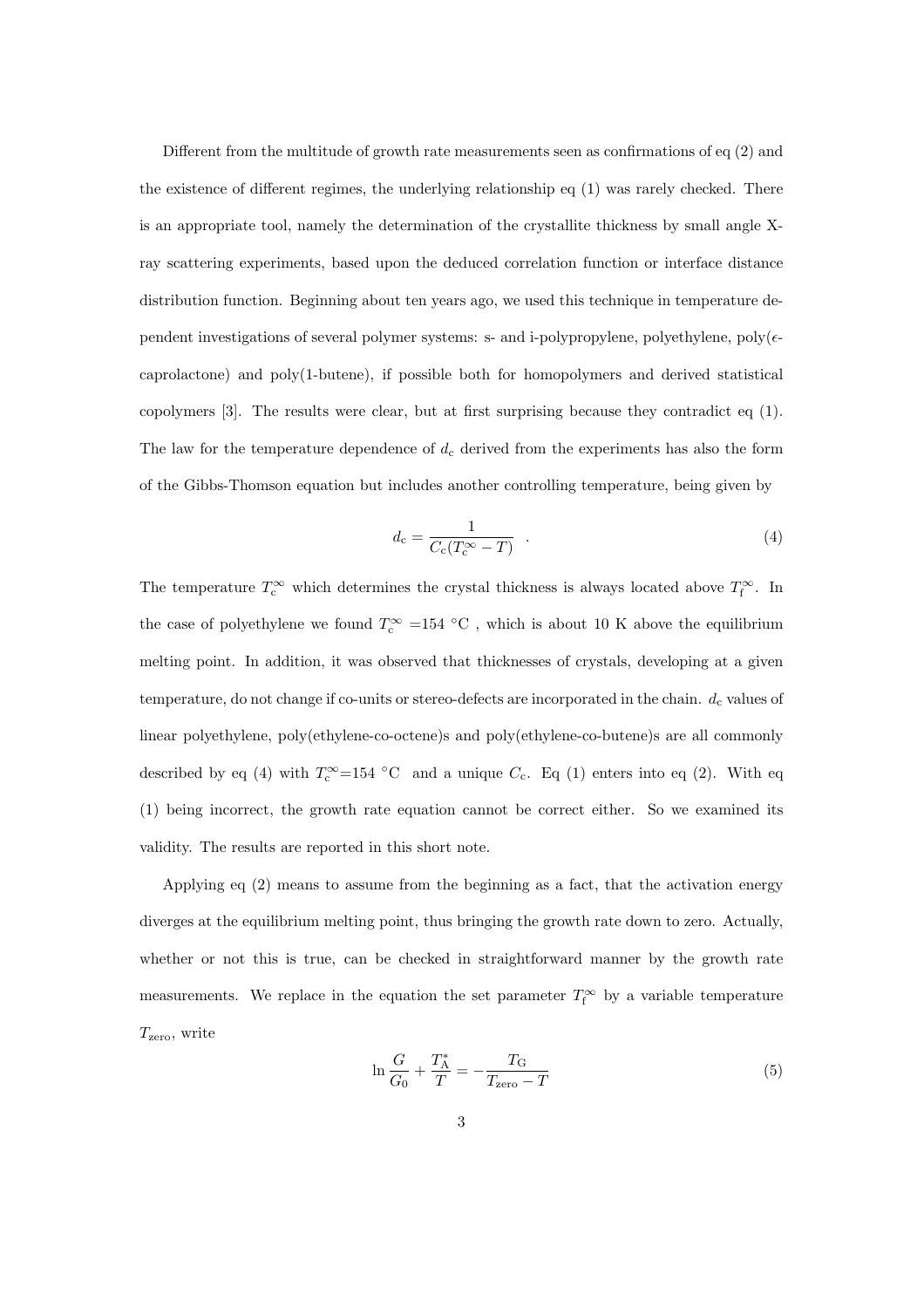Different from the multitude of growth rate measurements seen as confirmations of eq (2) and the existence of different regimes, the underlying relationship eq (1) was rarely checked. There is an appropriate tool, namely the determination of the crystallite thickness by small angle X-ray scattering experiments, based upon the deduced correlation function or interface distance distribution function. Beginning about ten years ago, we used this technique in temperature dependent investigations of several polymer systems: s- and i-polypropylene, polyethylene, poly($\epsilon$-caprolactone) and poly(1-butene), if possible both for homopolymers and derived statistical copolymers [3]. The results were clear, but at first surprising because they contradict eq (1). The law for the temperature dependence of $d_{\mathrm{c}}$ derived from the experiments has also the form of the Gibbs-Thomson equation but includes another controlling temperature, being given by

$$d_{\mathrm{c}} = \frac{1}{C_{\mathrm{c}}(T_{\mathrm{c}}^{\infty} - T)} \quad . \tag{4}$$

The temperature $T_{\mathrm{c}}^{\infty}$ which determines the crystal thickness is always located above $T_{\mathrm{f}}^{\infty}$. In the case of polyethylene we found $T_{\mathrm{c}}^{\infty}$ =154 °C , which is about 10 K above the equilibrium melting point. In addition, it was observed that thicknesses of crystals, developing at a given temperature, do not change if co-units or stereo-defects are incorporated in the chain. $d_{\mathrm{c}}$ values of linear polyethylene, poly(ethylene-co-octene)s and poly(ethylene-co-butene)s are all commonly described by eq (4) with $T_{\mathrm{c}}^{\infty}$=154 °C and a unique $C_{\mathrm{c}}$. Eq (1) enters into eq (2). With eq (1) being incorrect, the growth rate equation cannot be correct either. So we examined its validity. The results are reported in this short note.

Applying eq (2) means to assume from the beginning as a fact, that the activation energy diverges at the equilibrium melting point, thus bringing the growth rate down to zero. Actually, whether or not this is true, can be checked in straightforward manner by the growth rate measurements. We replace in the equation the set parameter $T_{\mathrm{f}}^{\infty}$ by a variable temperature $T_{\mathrm{zero}}$, write

$$\ln \frac{G}{G_0} + \frac{T_{\mathrm{A}}^{*}}{T} = -\frac{T_{\mathrm{G}}}{T_{\mathrm{zero}} - T} \tag{5}$$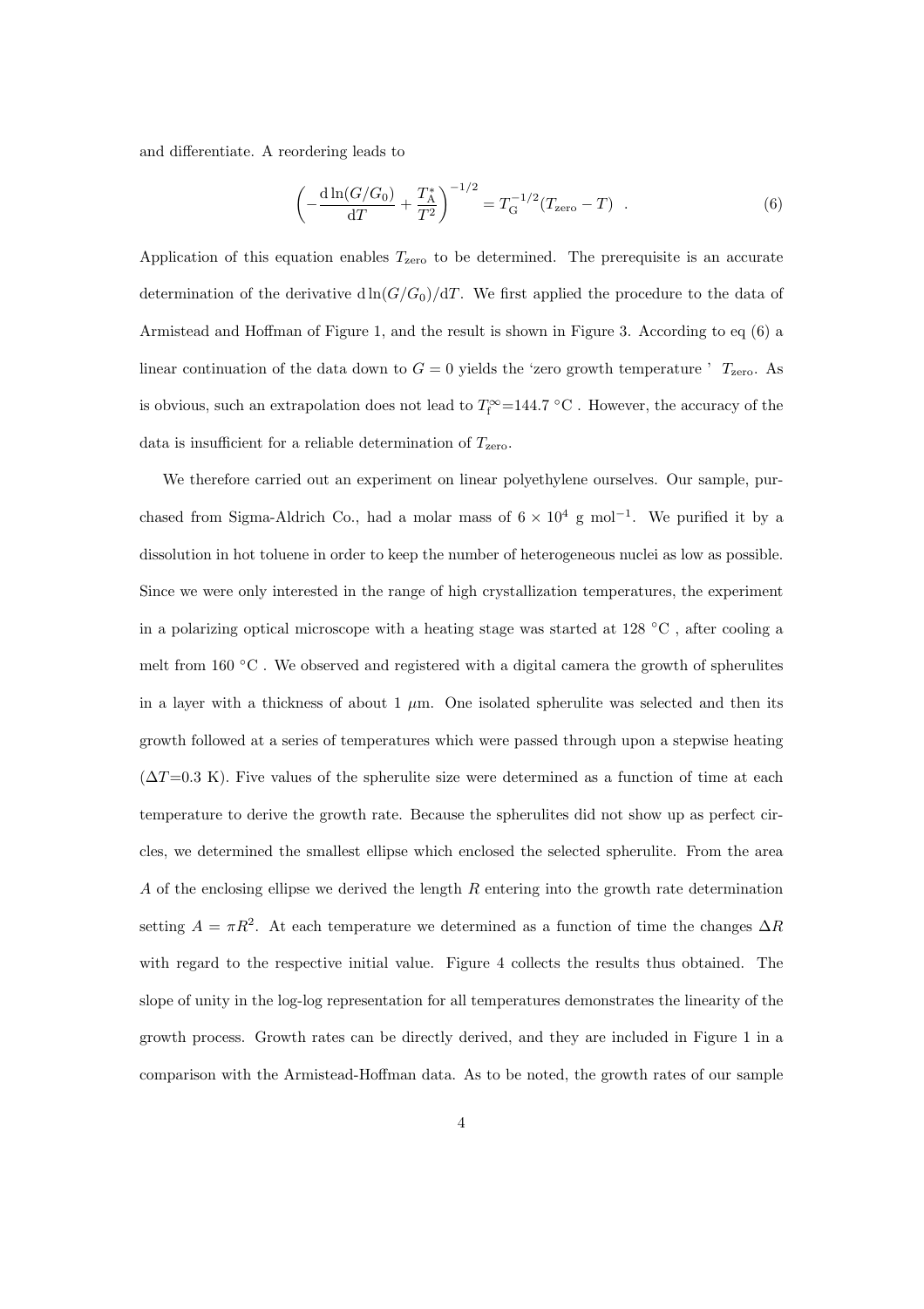and differentiate. A reordering leads to

$$\left( -\frac{\mathrm{d}\ln(G/G_0)}{\mathrm{d}T} + \frac{T_{\mathrm{A}}^{*}}{T^2} \right)^{-1/2} = T_{\mathrm{G}}^{-1/2}(T_{\mathrm{zero}} - T) \quad . \tag{6}$$

Application of this equation enables $T_{\mathrm{zero}}$ to be determined. The prerequisite is an accurate determination of the derivative $\mathrm{d}\ln(G/G_0)/\mathrm{d}T$. We first applied the procedure to the data of Armistead and Hoffman of Figure 1, and the result is shown in Figure 3. According to eq (6) a linear continuation of the data down to $G = 0$ yields the 'zero growth temperature ' $T_{\mathrm{zero}}$. As is obvious, such an extrapolation does not lead to $T_{\mathrm{f}}^{\infty}$=144.7 °C . However, the accuracy of the data is insufficient for a reliable determination of $T_{\mathrm{zero}}$.

We therefore carried out an experiment on linear polyethylene ourselves. Our sample, purchased from Sigma-Aldrich Co., had a molar mass of $6 \times 10^4$ g mol$^{-1}$. We purified it by a dissolution in hot toluene in order to keep the number of heterogeneous nuclei as low as possible. Since we were only interested in the range of high crystallization temperatures, the experiment in a polarizing optical microscope with a heating stage was started at 128 °C , after cooling a melt from 160 °C . We observed and registered with a digital camera the growth of spherulites in a layer with a thickness of about 1 $\mu$m. One isolated spherulite was selected and then its growth followed at a series of temperatures which were passed through upon a stepwise heating ($\Delta T$=0.3 K). Five values of the spherulite size were determined as a function of time at each temperature to derive the growth rate. Because the spherulites did not show up as perfect circles, we determined the smallest ellipse which enclosed the selected spherulite. From the area $A$ of the enclosing ellipse we derived the length $R$ entering into the growth rate determination setting $A = \pi R^2$. At each temperature we determined as a function of time the changes $\Delta R$ with regard to the respective initial value. Figure 4 collects the results thus obtained. The slope of unity in the log-log representation for all temperatures demonstrates the linearity of the growth process. Growth rates can be directly derived, and they are included in Figure 1 in a comparison with the Armistead-Hoffman data. As to be noted, the growth rates of our sample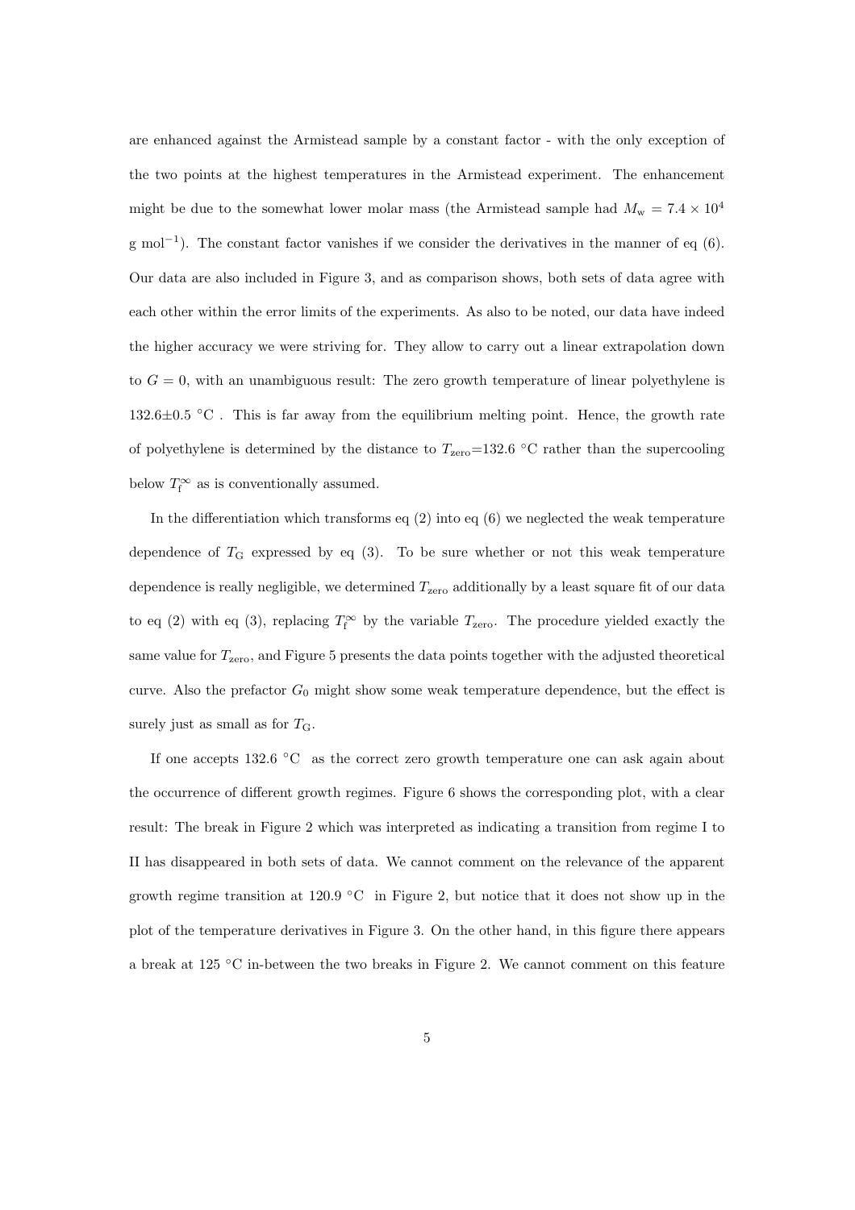are enhanced against the Armistead sample by a constant factor - with the only exception of the two points at the highest temperatures in the Armistead experiment. The enhancement might be due to the somewhat lower molar mass (the Armistead sample had $M_{\mathrm{w}} = 7.4 \times 10^4$ g mol$^{-1}$). The constant factor vanishes if we consider the derivatives in the manner of eq (6). Our data are also included in Figure 3, and as comparison shows, both sets of data agree with each other within the error limits of the experiments. As also to be noted, our data have indeed the higher accuracy we were striving for. They allow to carry out a linear extrapolation down to $G = 0$, with an unambiguous result: The zero growth temperature of linear polyethylene is 132.6±0.5 °C . This is far away from the equilibrium melting point. Hence, the growth rate of polyethylene is determined by the distance to $T_{\mathrm{zero}}$=132.6 °C rather than the supercooling below $T_{\mathrm{f}}^{\infty}$ as is conventionally assumed.

In the differentiation which transforms eq (2) into eq (6) we neglected the weak temperature dependence of $T_{\mathrm{G}}$ expressed by eq (3). To be sure whether or not this weak temperature dependence is really negligible, we determined $T_{\mathrm{zero}}$ additionally by a least square fit of our data to eq (2) with eq (3), replacing $T_{\mathrm{f}}^{\infty}$ by the variable $T_{\mathrm{zero}}$. The procedure yielded exactly the same value for $T_{\mathrm{zero}}$, and Figure 5 presents the data points together with the adjusted theoretical curve. Also the prefactor $G_0$ might show some weak temperature dependence, but the effect is surely just as small as for $T_{\mathrm{G}}$.

If one accepts 132.6 °C as the correct zero growth temperature one can ask again about the occurrence of different growth regimes. Figure 6 shows the corresponding plot, with a clear result: The break in Figure 2 which was interpreted as indicating a transition from regime I to II has disappeared in both sets of data. We cannot comment on the relevance of the apparent growth regime transition at 120.9 °C in Figure 2, but notice that it does not show up in the plot of the temperature derivatives in Figure 3. On the other hand, in this figure there appears a break at 125 °C in-between the two breaks in Figure 2. We cannot comment on this feature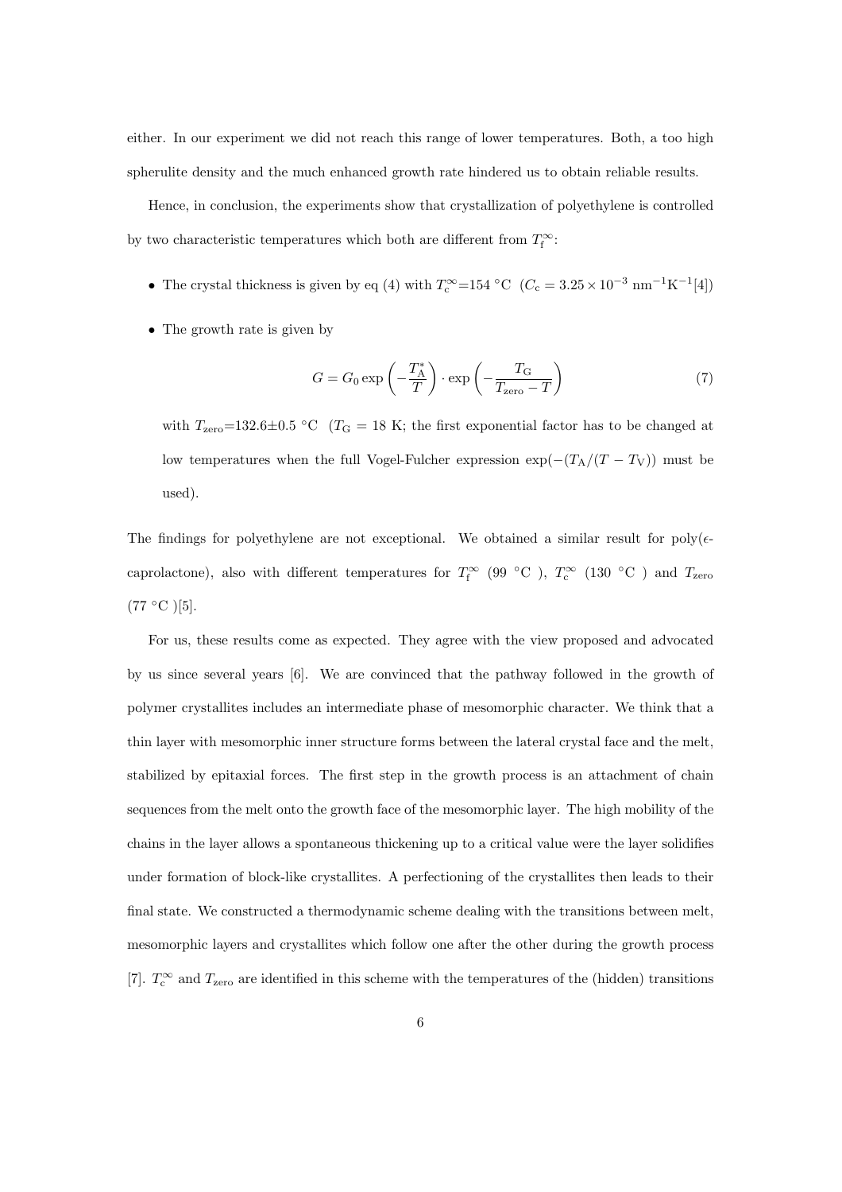either. In our experiment we did not reach this range of lower temperatures. Both, a too high spherulite density and the much enhanced growth rate hindered us to obtain reliable results.

Hence, in conclusion, the experiments show that crystallization of polyethylene is controlled by two characteristic temperatures which both are different from $T_{\mathrm{f}}^{\infty}$:

- The crystal thickness is given by eq (4) with $T_{\mathrm{c}}^{\infty}$=154 °C ($C_{\mathrm{c}} = 3.25 \times 10^{-3}$ nm$^{-1}$K$^{-1}$[4])
- The growth rate is given by

$$G = G_0 \exp\left(-\frac{T_{\mathrm{A}}^*}{T}\right) \cdot \exp\left(-\frac{T_{\mathrm{G}}}{T_{\mathrm{zero}} - T}\right) \tag{7}$$

  with $T_{\mathrm{zero}}$=132.6±0.5 °C ($T_{\mathrm{G}}$ = 18 K; the first exponential factor has to be changed at low temperatures when the full Vogel-Fulcher expression $\exp(-(T_{\mathrm{A}}/(T - T_{\mathrm{V}}))$ must be used).

The findings for polyethylene are not exceptional. We obtained a similar result for poly($\epsilon$-caprolactone), also with different temperatures for $T_{\mathrm{f}}^{\infty}$ (99 °C ), $T_{\mathrm{c}}^{\infty}$ (130 °C ) and $T_{\mathrm{zero}}$ (77 °C )[5].

For us, these results come as expected. They agree with the view proposed and advocated by us since several years [6]. We are convinced that the pathway followed in the growth of polymer crystallites includes an intermediate phase of mesomorphic character. We think that a thin layer with mesomorphic inner structure forms between the lateral crystal face and the melt, stabilized by epitaxial forces. The first step in the growth process is an attachment of chain sequences from the melt onto the growth face of the mesomorphic layer. The high mobility of the chains in the layer allows a spontaneous thickening up to a critical value were the layer solidifies under formation of block-like crystallites. A perfectioning of the crystallites then leads to their final state. We constructed a thermodynamic scheme dealing with the transitions between melt, mesomorphic layers and crystallites which follow one after the other during the growth process [7]. $T_{\mathrm{c}}^{\infty}$ and $T_{\mathrm{zero}}$ are identified in this scheme with the temperatures of the (hidden) transitions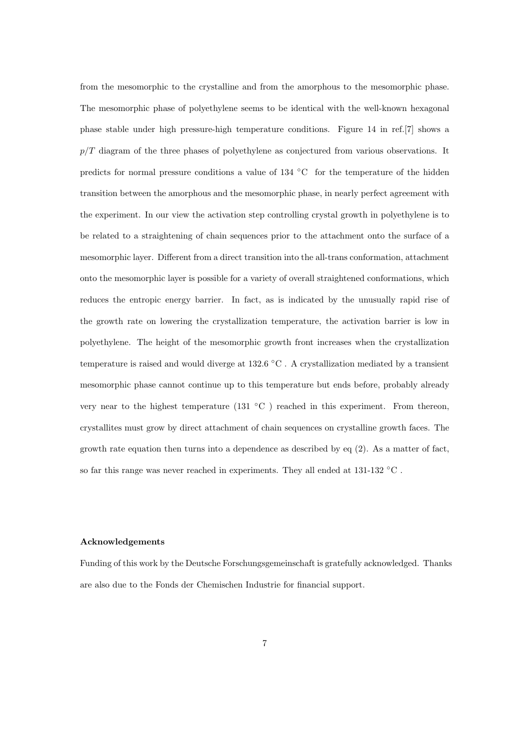from the mesomorphic to the crystalline and from the amorphous to the mesomorphic phase. The mesomorphic phase of polyethylene seems to be identical with the well-known hexagonal phase stable under high pressure-high temperature conditions. Figure 14 in ref.[7] shows a $p/T$ diagram of the three phases of polyethylene as conjectured from various observations. It predicts for normal pressure conditions a value of 134 °C for the temperature of the hidden transition between the amorphous and the mesomorphic phase, in nearly perfect agreement with the experiment. In our view the activation step controlling crystal growth in polyethylene is to be related to a straightening of chain sequences prior to the attachment onto the surface of a mesomorphic layer. Different from a direct transition into the all-trans conformation, attachment onto the mesomorphic layer is possible for a variety of overall straightened conformations, which reduces the entropic energy barrier. In fact, as is indicated by the unusually rapid rise of the growth rate on lowering the crystallization temperature, the activation barrier is low in polyethylene. The height of the mesomorphic growth front increases when the crystallization temperature is raised and would diverge at 132.6 °C . A crystallization mediated by a transient mesomorphic phase cannot continue up to this temperature but ends before, probably already very near to the highest temperature (131 °C ) reached in this experiment. From thereon, crystallites must grow by direct attachment of chain sequences on crystalline growth faces. The growth rate equation then turns into a dependence as described by eq (2). As a matter of fact, so far this range was never reached in experiments. They all ended at 131-132 °C .

**Acknowledgements**

Funding of this work by the Deutsche Forschungsgemeinschaft is gratefully acknowledged. Thanks are also due to the Fonds der Chemischen Industrie for financial support.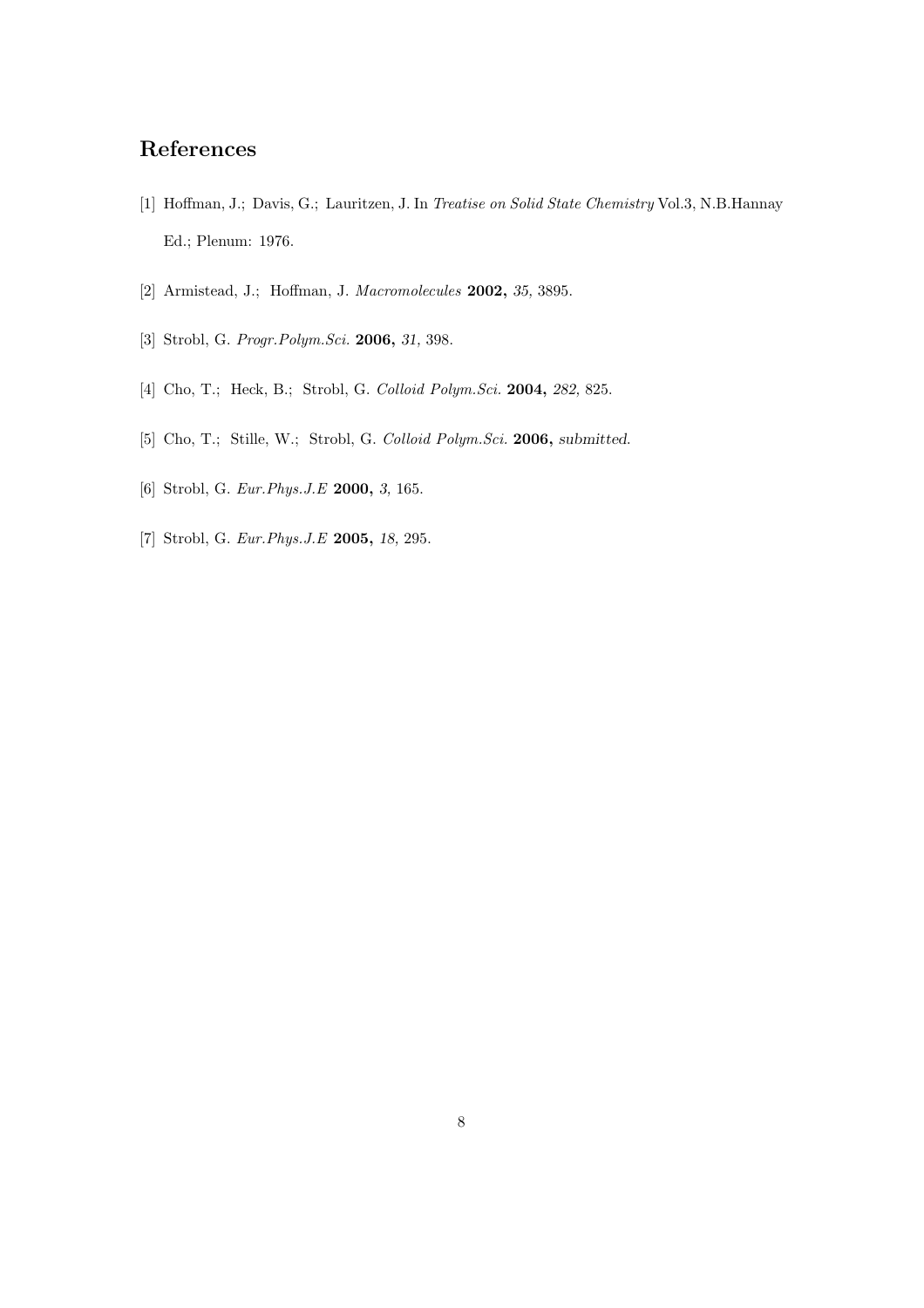## References

[1] Hoffman, J.; Davis, G.; Lauritzen, J. In *Treatise on Solid State Chemistry* Vol.3, N.B.Hannay Ed.; Plenum: 1976.

[2] Armistead, J.; Hoffman, J. *Macromolecules* **2002,** *35,* 3895.

[3] Strobl, G. *Progr.Polym.Sci.* **2006,** *31,* 398.

[4] Cho, T.; Heck, B.; Strobl, G. *Colloid Polym.Sci.* **2004,** *282,* 825.

[5] Cho, T.; Stille, W.; Strobl, G. *Colloid Polym.Sci.* **2006,** *submitted.*

[6] Strobl, G. *Eur.Phys.J.E* **2000,** *3,* 165.

[7] Strobl, G. *Eur.Phys.J.E* **2005,** *18,* 295.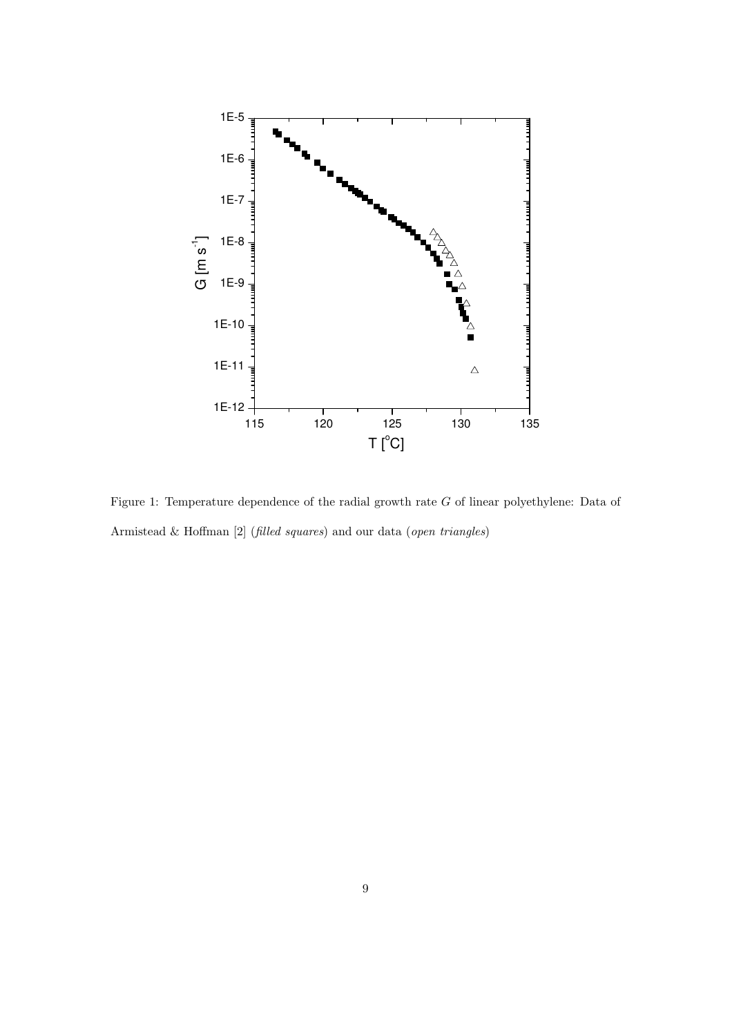Figure 1: Temperature dependence of the radial growth rate $G$ of linear polyethylene: Data of Armistead & Hoffman [2] (*filled squares*) and our data (*open triangles*)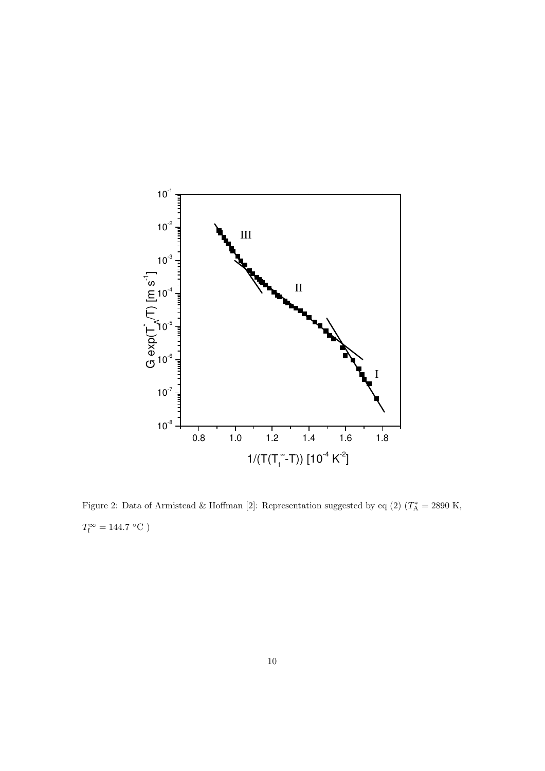Figure 2: Data of Armistead & Hoffman [2]: Representation suggested by eq (2) ($T_A^* = 2890$ K, $T_f^\infty = 144.7$ °C )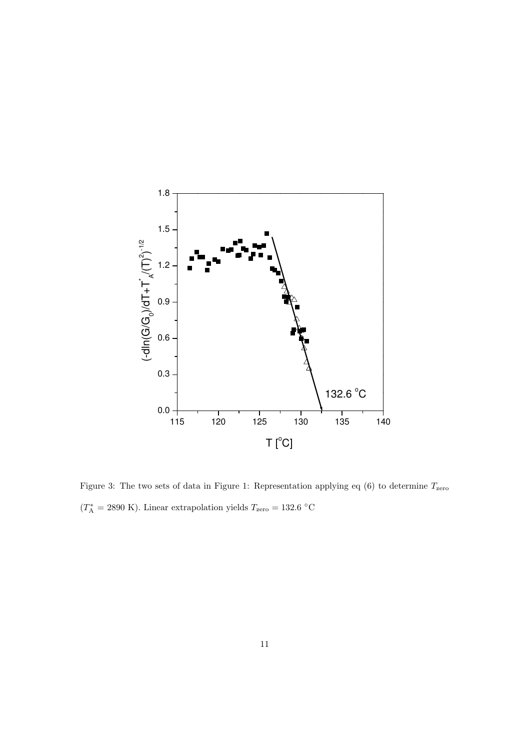Figure 3: The two sets of data in Figure 1: Representation applying eq (6) to determine $T_{\text{zero}}$ ($T_{\text{A}}^{*} = 2890$ K). Linear extrapolation yields $T_{\text{zero}} = 132.6$ °C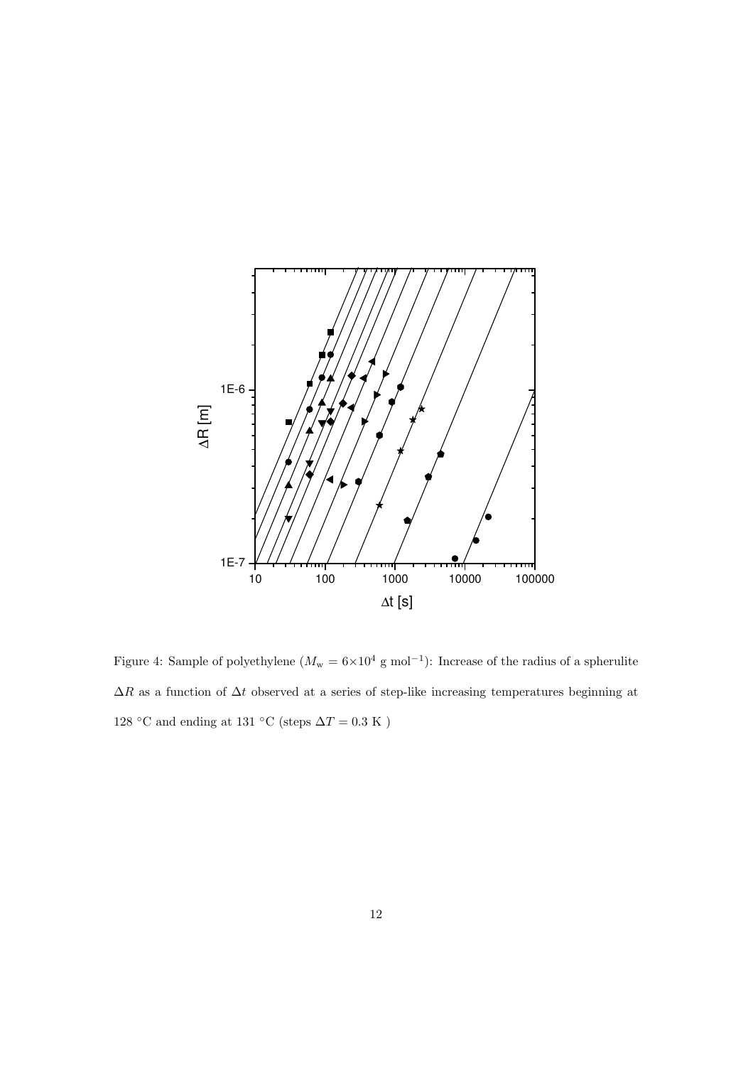Figure 4: Sample of polyethylene ($M_{\rm w} = 6{\times}10^4$ g mol$^{-1}$): Increase of the radius of a spherulite $\Delta R$ as a function of $\Delta t$ observed at a series of step-like increasing temperatures beginning at 128 °C and ending at 131 °C (steps $\Delta T = 0.3$ K )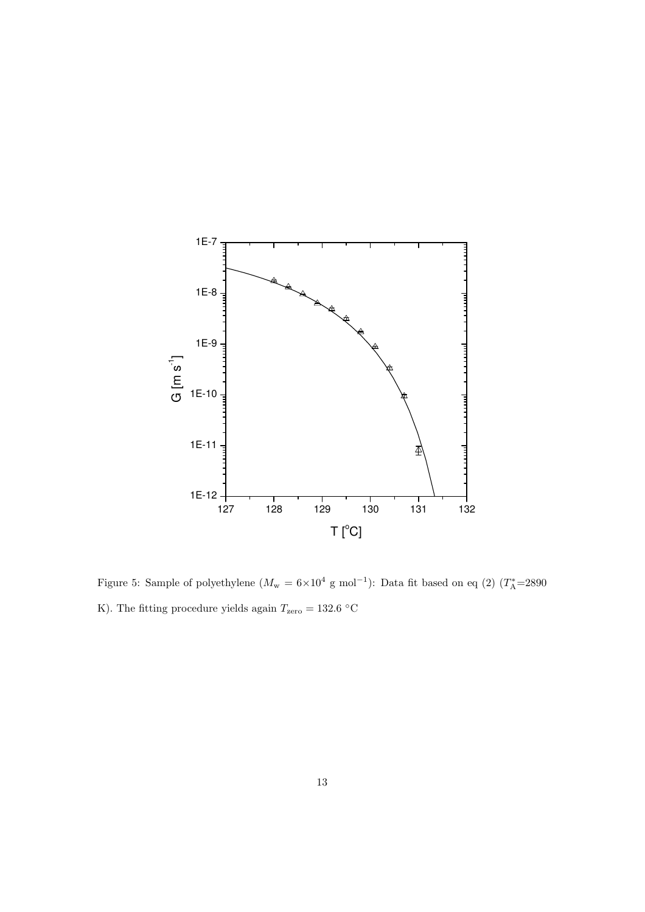Figure 5: Sample of polyethylene ($M_{\rm w} = 6{\times}10^4$ g mol$^{-1}$): Data fit based on eq (2) ($T_{\rm A}^*$=2890 K). The fitting procedure yields again $T_{\rm zero} = 132.6$ °C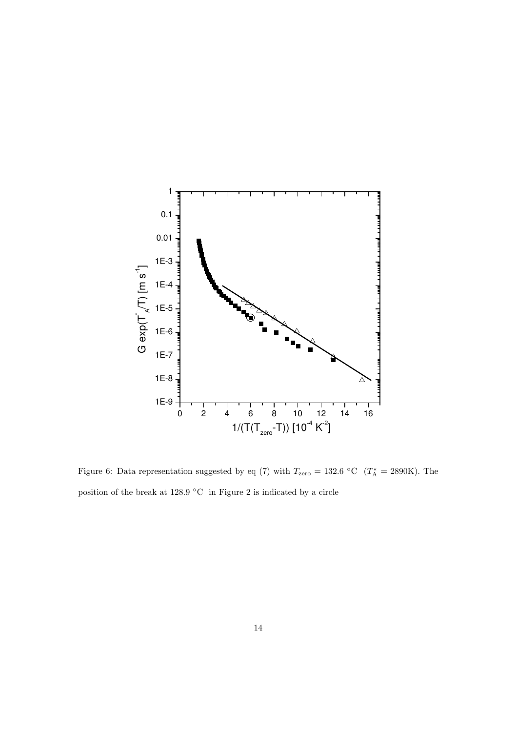1
0.1
0.01
1E-3
1E-4
1E-5
1E-6
1E-7
1E-8
1E-9

0 2 4 6 8 10 12 14 16

$G\exp(T_A^*/T)$ [m s$^{-1}$]

$1/(T(T_{zero}-T))$ [$10^{-4}$ K$^{-2}$]

Figure 6: Data representation suggested by eq (7) with $T_{\rm zero} = 132.6$ °C ($T_{\rm A}^* = 2890$K). The position of the break at 128.9 °C in Figure 2 is indicated by a circle